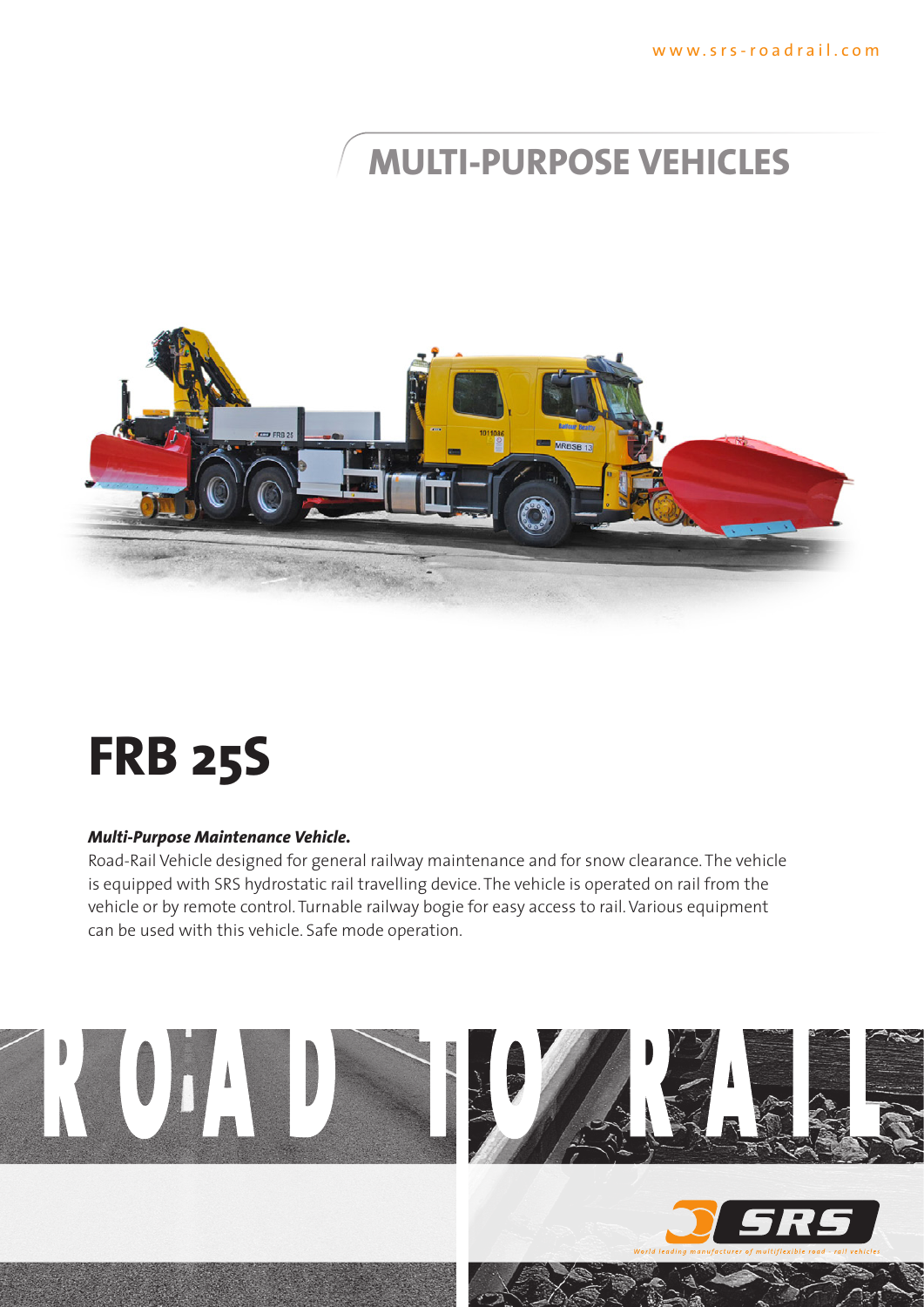www.srs-roadrail.com

## MULTI-PURPOSE VEHICLES

# FRB 25S

***Multi-Purpose Maintenance Vehicle.***

Road-Rail Vehicle designed for general railway maintenance and for snow clearance. The vehicle is equipped with SRS hydrostatic rail travelling device. The vehicle is operated on rail from the vehicle or by remote control. Turnable railway bogie for easy access to rail. Various equipment can be used with this vehicle. Safe mode operation.

ROAD TO RAIL

SRS

*World leading manufacturer of multiflexible road - rail vehicles*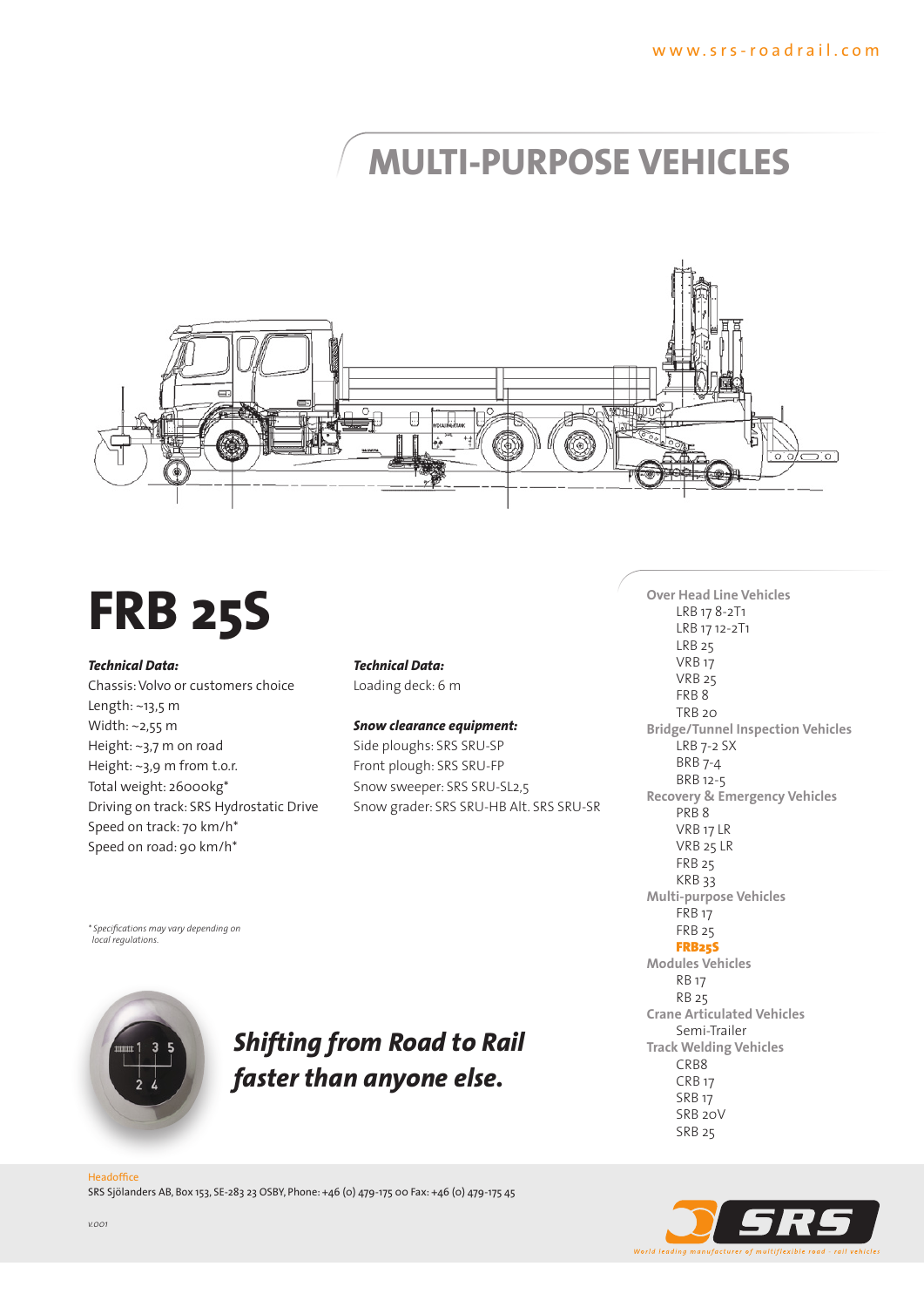# MULTI-PURPOSE VEHICLES

# FRB 25S

***Technical Data:***

Chassis: Volvo or customers choice
Length: ~13,5 m
Width: ~2,55 m
Height: ~3,7 m on road
Height: ~3,9 m from t.o.r.
Total weight: 26000kg*
Driving on track: SRS Hydrostatic Drive
Speed on track: 70 km/h*
Speed on road: 90 km/h*

***Technical Data:***

Loading deck: 6 m

***Snow clearance equipment:***

Side ploughs: SRS SRU-SP
Front plough: SRS SRU-FP
Snow sweeper: SRS SRU-SL2,5
Snow grader: SRS SRU-HB Alt. SRS SRU-SR

*\* Specifications may vary depending on local regulations.*

***Shifting from Road to Rail faster than anyone else.***

**Over Head Line Vehicles**
- LRB 17 8-2T1
- LRB 17 12-2T1
- LRB 25
- VRB 17
- VRB 25
- FRB 8
- TRB 20

**Bridge/Tunnel Inspection Vehicles**
- LRB 7-2 SX
- BRB 7-4
- BRB 12-5

**Recovery & Emergency Vehicles**
- PRB 8
- VRB 17 LR
- VRB 25 LR
- FRB 25
- KRB 33

**Multi-purpose Vehicles**
- FRB 17
- FRB 25
- **FRB25S**

**Modules Vehicles**
- RB 17
- RB 25

**Crane Articulated Vehicles**
- Semi-Trailer

**Track Welding Vehicles**
- CRB8
- CRB 17
- SRB 17
- SRB 20V
- SRB 25

Headoffice
SRS Sjölanders AB, Box 153, SE-283 23 OSBY, Phone: +46 (0) 479-175 00 Fax: +46 (0) 479-175 45

v.001

SRS — World leading manufacturer of multiflexible road - rail vehicles